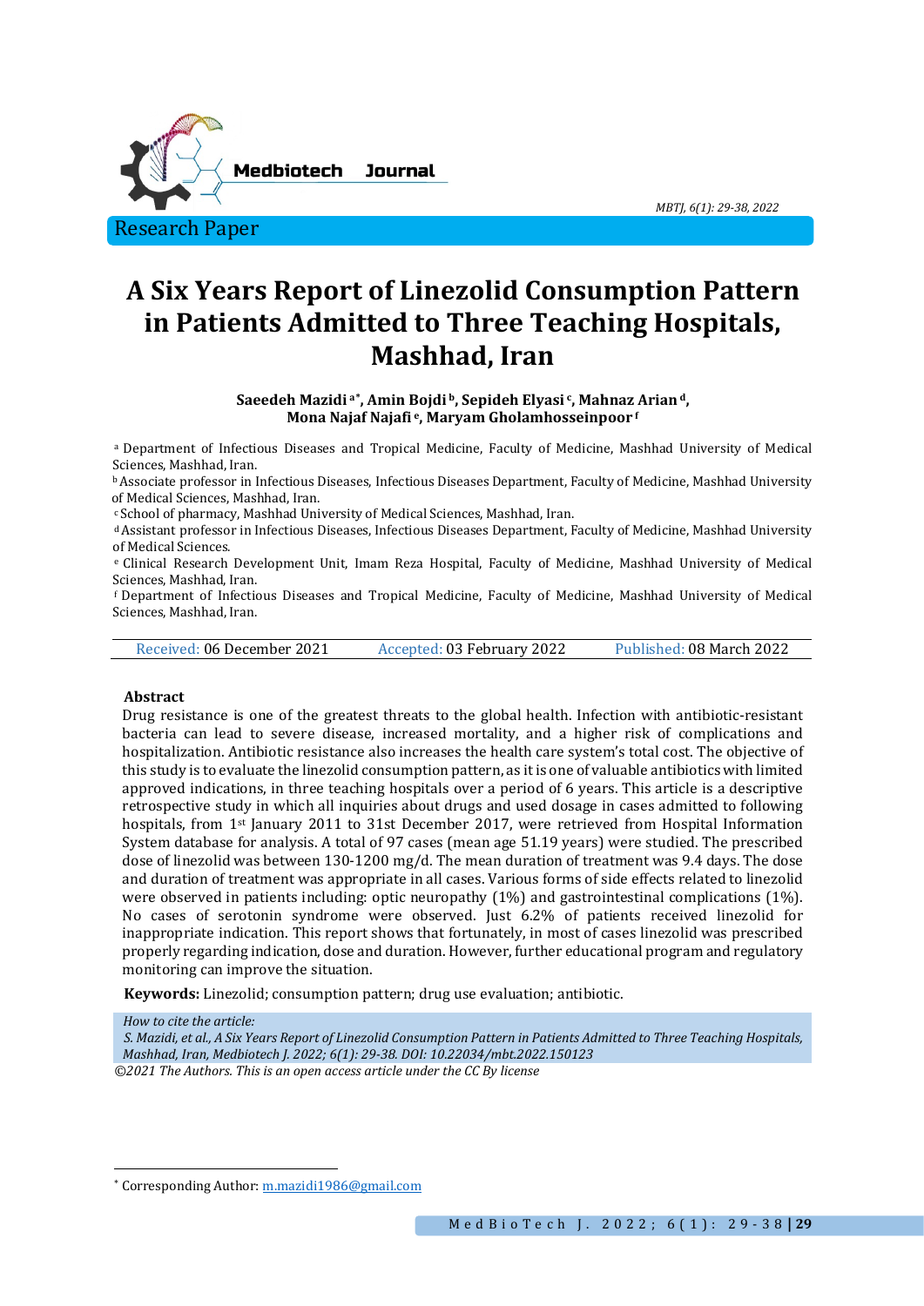Research Paper

# A Six Years Report of Linezolid Consumption Pattern in Patients Admitted to Three Teaching Hospitals, Mashhad, Iran

**Saeedeh Mazidi [a*], Amin Bojdi [b], Sepideh Elyasi [c], Mahnaz Arian [d], Mona Najaf Najafi [e], Maryam Gholamhosseinpoor [f]**

[a] Department of Infectious Diseases and Tropical Medicine, Faculty of Medicine, Mashhad University of Medical Sciences, Mashhad, Iran.

[b] Associate professor in Infectious Diseases, Infectious Diseases Department, Faculty of Medicine, Mashhad University of Medical Sciences, Mashhad, Iran.

[c] School of pharmacy, Mashhad University of Medical Sciences, Mashhad, Iran.

[d] Assistant professor in Infectious Diseases, Infectious Diseases Department, Faculty of Medicine, Mashhad University of Medical Sciences.

[e] Clinical Research Development Unit, Imam Reza Hospital, Faculty of Medicine, Mashhad University of Medical Sciences, Mashhad, Iran.

[f] Department of Infectious Diseases and Tropical Medicine, Faculty of Medicine, Mashhad University of Medical Sciences, Mashhad, Iran.

Received: 06 December 2021 | Accepted: 03 February 2022 | Published: 08 March 2022

## Abstract

Drug resistance is one of the greatest threats to the global health. Infection with antibiotic-resistant bacteria can lead to severe disease, increased mortality, and a higher risk of complications and hospitalization. Antibiotic resistance also increases the health care system's total cost. The objective of this study is to evaluate the linezolid consumption pattern, as it is one of valuable antibiotics with limited approved indications, in three teaching hospitals over a period of 6 years. This article is a descriptive retrospective study in which all inquiries about drugs and used dosage in cases admitted to following hospitals, from 1st January 2011 to 31st December 2017, were retrieved from Hospital Information System database for analysis. A total of 97 cases (mean age 51.19 years) were studied. The prescribed dose of linezolid was between 130-1200 mg/d. The mean duration of treatment was 9.4 days. The dose and duration of treatment was appropriate in all cases. Various forms of side effects related to linezolid were observed in patients including: optic neuropathy (1%) and gastrointestinal complications (1%). No cases of serotonin syndrome were observed. Just 6.2% of patients received linezolid for inappropriate indication. This report shows that fortunately, in most of cases linezolid was prescribed properly regarding indication, dose and duration. However, further educational program and regulatory monitoring can improve the situation.

**Keywords:** Linezolid; consumption pattern; drug use evaluation; antibiotic.

*How to cite the article:*
*S. Mazidi, et al., A Six Years Report of Linezolid Consumption Pattern in Patients Admitted to Three Teaching Hospitals, Mashhad, Iran, Medbiotech J. 2022; 6(1): 29-38. DOI: 10.22034/mbt.2022.150123*

*©2021 The Authors. This is an open access article under the CC By license*

[*] Corresponding Author: m.mazidi1986@gmail.com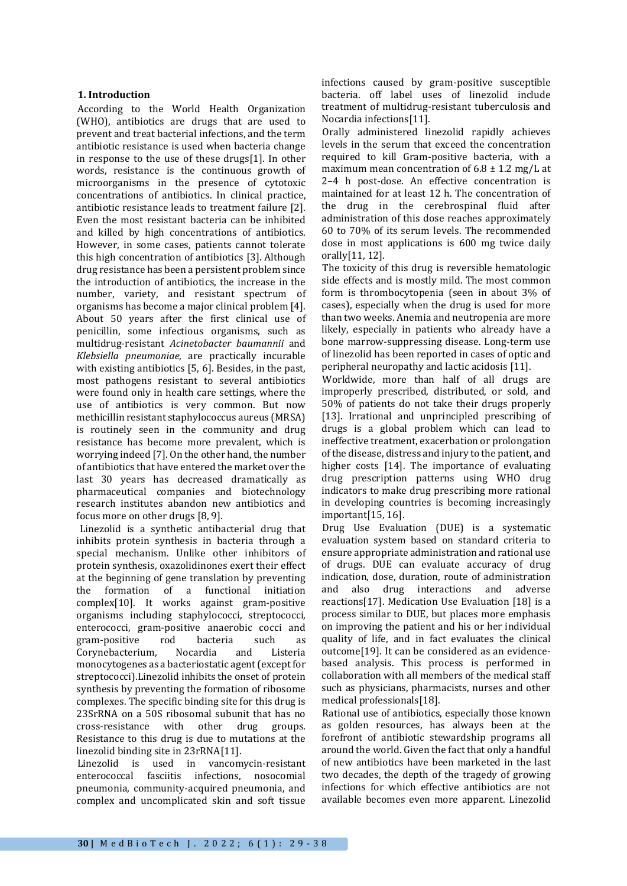## 1. Introduction

According to the World Health Organization (WHO), antibiotics are drugs that are used to prevent and treat bacterial infections, and the term antibiotic resistance is used when bacteria change in response to the use of these drugs[1]. In other words, resistance is the continuous growth of microorganisms in the presence of cytotoxic concentrations of antibiotics. In clinical practice, antibiotic resistance leads to treatment failure [2]. Even the most resistant bacteria can be inhibited and killed by high concentrations of antibiotics. However, in some cases, patients cannot tolerate this high concentration of antibiotics [3]. Although drug resistance has been a persistent problem since the introduction of antibiotics, the increase in the number, variety, and resistant spectrum of organisms has become a major clinical problem [4]. About 50 years after the first clinical use of penicillin, some infectious organisms, such as multidrug-resistant *Acinetobacter baumannii* and *Klebsiella pneumoniae*, are practically incurable with existing antibiotics [5, 6]. Besides, in the past, most pathogens resistant to several antibiotics were found only in health care settings, where the use of antibiotics is very common. But now methicillin resistant staphylococcus aureus (MRSA) is routinely seen in the community and drug resistance has become more prevalent, which is worrying indeed [7]. On the other hand, the number of antibiotics that have entered the market over the last 30 years has decreased dramatically as pharmaceutical companies and biotechnology research institutes abandon new antibiotics and focus more on other drugs [8, 9].

Linezolid is a synthetic antibacterial drug that inhibits protein synthesis in bacteria through a special mechanism. Unlike other inhibitors of protein synthesis, oxazolidinones exert their effect at the beginning of gene translation by preventing the formation of a functional initiation complex[10]. It works against gram-positive organisms including staphylococci, streptococci, enterococci, gram-positive anaerobic cocci and gram-positive rod bacteria such as Corynebacterium, Nocardia and Listeria monocytogenes as a bacteriostatic agent (except for streptococci).Linezolid inhibits the onset of protein synthesis by preventing the formation of ribosome complexes. The specific binding site for this drug is 23SrRNA on a 50S ribosomal subunit that has no cross-resistance with other drug groups. Resistance to this drug is due to mutations at the linezolid binding site in 23rRNA[11].

Linezolid is used in vancomycin-resistant enterococcal fasciitis infections, nosocomial pneumonia, community-acquired pneumonia, and complex and uncomplicated skin and soft tissue infections caused by gram-positive susceptible bacteria. off label uses of linezolid include treatment of multidrug-resistant tuberculosis and Nocardia infections[11].

Orally administered linezolid rapidly achieves levels in the serum that exceed the concentration required to kill Gram-positive bacteria, with a maximum mean concentration of $6.8 \pm 1.2$ mg/L at 2–4 h post-dose. An effective concentration is maintained for at least 12 h. The concentration of the drug in the cerebrospinal fluid after administration of this dose reaches approximately 60 to 70% of its serum levels. The recommended dose in most applications is 600 mg twice daily orally[11, 12].

The toxicity of this drug is reversible hematologic side effects and is mostly mild. The most common form is thrombocytopenia (seen in about 3% of cases), especially when the drug is used for more than two weeks. Anemia and neutropenia are more likely, especially in patients who already have a bone marrow-suppressing disease. Long-term use of linezolid has been reported in cases of optic and peripheral neuropathy and lactic acidosis [11].

Worldwide, more than half of all drugs are improperly prescribed, distributed, or sold, and 50% of patients do not take their drugs properly [13]. Irrational and unprincipled prescribing of drugs is a global problem which can lead to ineffective treatment, exacerbation or prolongation of the disease, distress and injury to the patient, and higher costs [14]. The importance of evaluating drug prescription patterns using WHO drug indicators to make drug prescribing more rational in developing countries is becoming increasingly important[15, 16].

Drug Use Evaluation (DUE) is a systematic evaluation system based on standard criteria to ensure appropriate administration and rational use of drugs. DUE can evaluate accuracy of drug indication, dose, duration, route of administration and also drug interactions and adverse reactions[17]. Medication Use Evaluation [18] is a process similar to DUE, but places more emphasis on improving the patient and his or her individual quality of life, and in fact evaluates the clinical outcome[19]. It can be considered as an evidence-based analysis. This process is performed in collaboration with all members of the medical staff such as physicians, pharmacists, nurses and other medical professionals[18].

Rational use of antibiotics, especially those known as golden resources, has always been at the forefront of antibiotic stewardship programs all around the world. Given the fact that only a handful of new antibiotics have been marketed in the last two decades, the depth of the tragedy of growing infections for which effective antibiotics are not available becomes even more apparent. Linezolid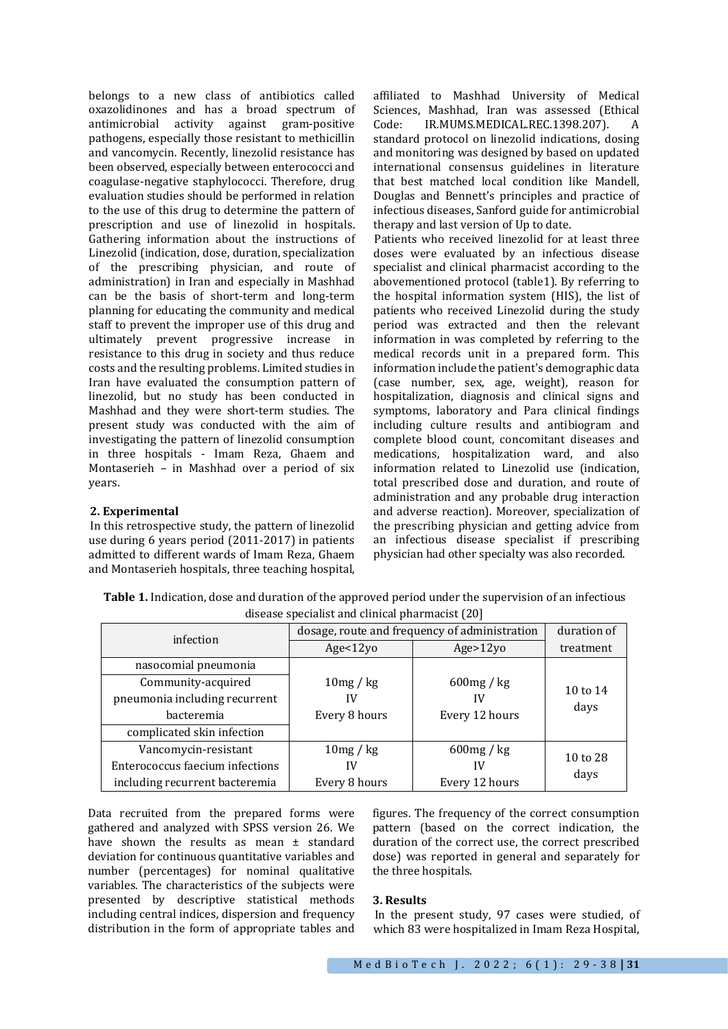belongs to a new class of antibiotics called oxazolidinones and has a broad spectrum of antimicrobial activity against gram-positive pathogens, especially those resistant to methicillin and vancomycin. Recently, linezolid resistance has been observed, especially between enterococci and coagulase-negative staphylococci. Therefore, drug evaluation studies should be performed in relation to the use of this drug to determine the pattern of prescription and use of linezolid in hospitals. Gathering information about the instructions of Linezolid (indication, dose, duration, specialization of the prescribing physician, and route of administration) in Iran and especially in Mashhad can be the basis of short-term and long-term planning for educating the community and medical staff to prevent the improper use of this drug and ultimately prevent progressive increase in resistance to this drug in society and thus reduce costs and the resulting problems. Limited studies in Iran have evaluated the consumption pattern of linezolid, but no study has been conducted in Mashhad and they were short-term studies. The present study was conducted with the aim of investigating the pattern of linezolid consumption in three hospitals - Imam Reza, Ghaem and Montaserieh – in Mashhad over a period of six years.

## 2. Experimental

In this retrospective study, the pattern of linezolid use during 6 years period (2011-2017) in patients admitted to different wards of Imam Reza, Ghaem and Montaserieh hospitals, three teaching hospital, affiliated to Mashhad University of Medical Sciences, Mashhad, Iran was assessed (Ethical Code: IR.MUMS.MEDICAL.REC.1398.207). A standard protocol on linezolid indications, dosing and monitoring was designed by based on updated international consensus guidelines in literature that best matched local condition like Mandell, Douglas and Bennett's principles and practice of infectious diseases, Sanford guide for antimicrobial therapy and last version of Up to date.

Patients who received linezolid for at least three doses were evaluated by an infectious disease specialist and clinical pharmacist according to the abovementioned protocol (table1). By referring to the hospital information system (HIS), the list of patients who received Linezolid during the study period was extracted and then the relevant information in was completed by referring to the medical records unit in a prepared form. This information include the patient's demographic data (case number, sex, age, weight), reason for hospitalization, diagnosis and clinical signs and symptoms, laboratory and Para clinical findings including culture results and antibiogram and complete blood count, concomitant diseases and medications, hospitalization ward, and also information related to Linezolid use (indication, total prescribed dose and duration, and route of administration and any probable drug interaction and adverse reaction). Moreover, specialization of the prescribing physician and getting advice from an infectious disease specialist if prescribing physician had other specialty was also recorded.

**Table 1.** Indication, dose and duration of the approved period under the supervision of an infectious disease specialist and clinical pharmacist [20]

| infection | dosage, route and frequency of administration | | duration of treatment |
|---|---|---|---|
| | Age<12yo | Age>12yo | |
| nasocomial pneumonia<br>Community-acquired pneumonia including recurrent bacteremia<br>complicated skin infection | 10mg / kg<br>IV<br>Every 8 hours | 600mg / kg<br>IV<br>Every 12 hours | 10 to 14 days |
| Vancomycin-resistant Enterococcus faecium infections including recurrent bacteremia | 10mg / kg<br>IV<br>Every 8 hours | 600mg / kg<br>IV<br>Every 12 hours | 10 to 28 days |

Data recruited from the prepared forms were gathered and analyzed with SPSS version 26. We have shown the results as mean ± standard deviation for continuous quantitative variables and number (percentages) for nominal qualitative variables. The characteristics of the subjects were presented by descriptive statistical methods including central indices, dispersion and frequency distribution in the form of appropriate tables and figures. The frequency of the correct consumption pattern (based on the correct indication, the duration of the correct use, the correct prescribed dose) was reported in general and separately for the three hospitals.

## 3. Results

In the present study, 97 cases were studied, of which 83 were hospitalized in Imam Reza Hospital,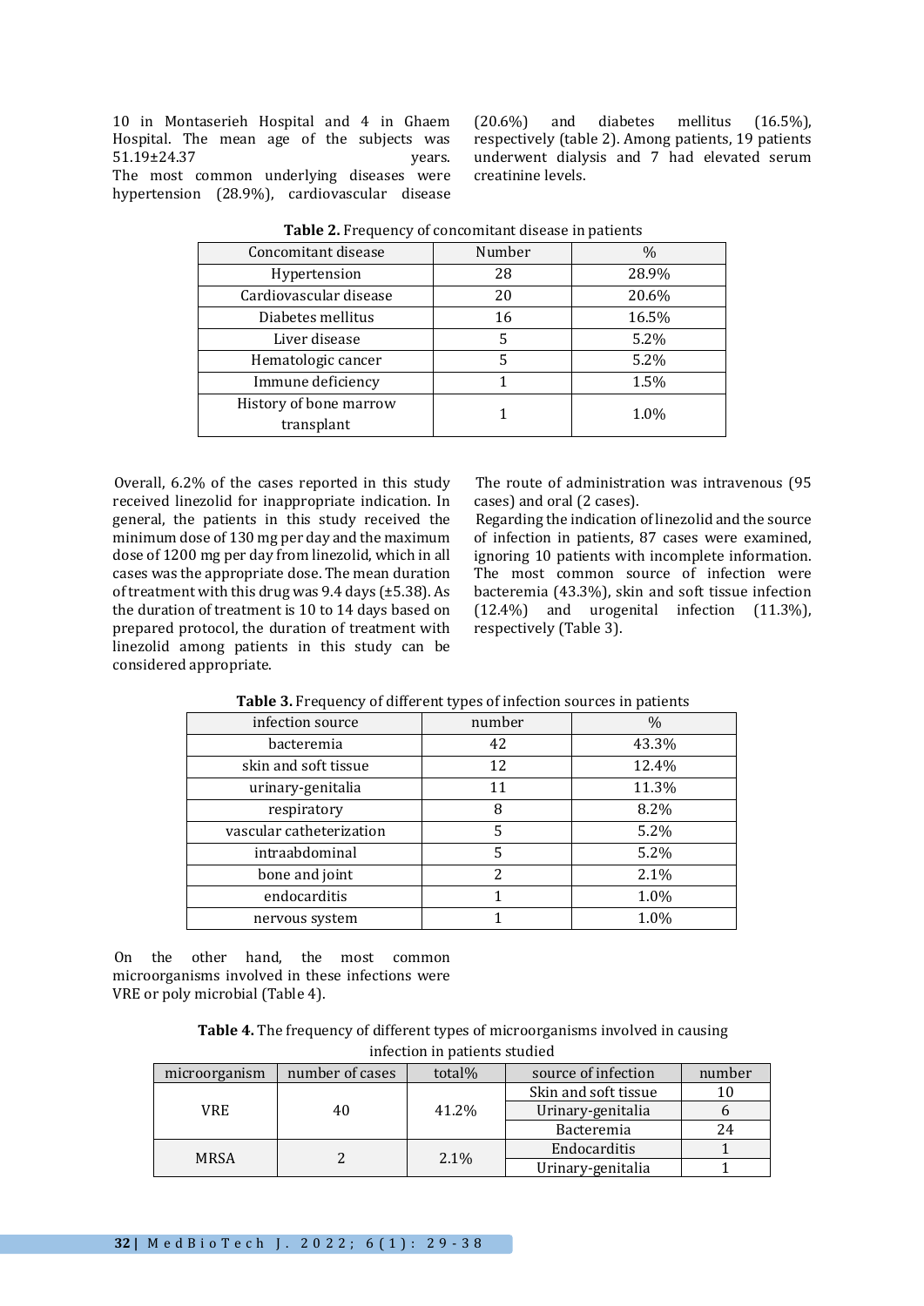10 in Montaserieh Hospital and 4 in Ghaem Hospital. The mean age of the subjects was 51.19±24.37 years.

The most common underlying diseases were hypertension (28.9%), cardiovascular disease (20.6%) and diabetes mellitus (16.5%), respectively (table 2). Among patients, 19 patients underwent dialysis and 7 had elevated serum creatinine levels.

**Table 2.** Frequency of concomitant disease in patients

| Concomitant disease | Number | % |
|---|---|---|
| Hypertension | 28 | 28.9% |
| Cardiovascular disease | 20 | 20.6% |
| Diabetes mellitus | 16 | 16.5% |
| Liver disease | 5 | 5.2% |
| Hematologic cancer | 5 | 5.2% |
| Immune deficiency | 1 | 1.5% |
| History of bone marrow transplant | 1 | 1.0% |

Overall, 6.2% of the cases reported in this study received linezolid for inappropriate indication. In general, the patients in this study received the minimum dose of 130 mg per day and the maximum dose of 1200 mg per day from linezolid, which in all cases was the appropriate dose. The mean duration of treatment with this drug was 9.4 days (±5.38). As the duration of treatment is 10 to 14 days based on prepared protocol, the duration of treatment with linezolid among patients in this study can be considered appropriate.

The route of administration was intravenous (95 cases) and oral (2 cases).

Regarding the indication of linezolid and the source of infection in patients, 87 cases were examined, ignoring 10 patients with incomplete information. The most common source of infection were bacteremia (43.3%), skin and soft tissue infection (12.4%) and urogenital infection (11.3%), respectively (Table 3).

**Table 3.** Frequency of different types of infection sources in patients

| infection source | number | % |
|---|---|---|
| bacteremia | 42 | 43.3% |
| skin and soft tissue | 12 | 12.4% |
| urinary-genitalia | 11 | 11.3% |
| respiratory | 8 | 8.2% |
| vascular catheterization | 5 | 5.2% |
| intraabdominal | 5 | 5.2% |
| bone and joint | 2 | 2.1% |
| endocarditis | 1 | 1.0% |
| nervous system | 1 | 1.0% |

On the other hand, the most common microorganisms involved in these infections were VRE or poly microbial (Table 4).

**Table 4.** The frequency of different types of microorganisms involved in causing infection in patients studied

| microorganism | number of cases | total% | source of infection | number |
|---|---|---|---|---|
| VRE | 40 | 41.2% | Skin and soft tissue | 10 |
| | | | Urinary-genitalia | 6 |
| | | | Bacteremia | 24 |
| MRSA | 2 | 2.1% | Endocarditis | 1 |
| | | | Urinary-genitalia | 1 |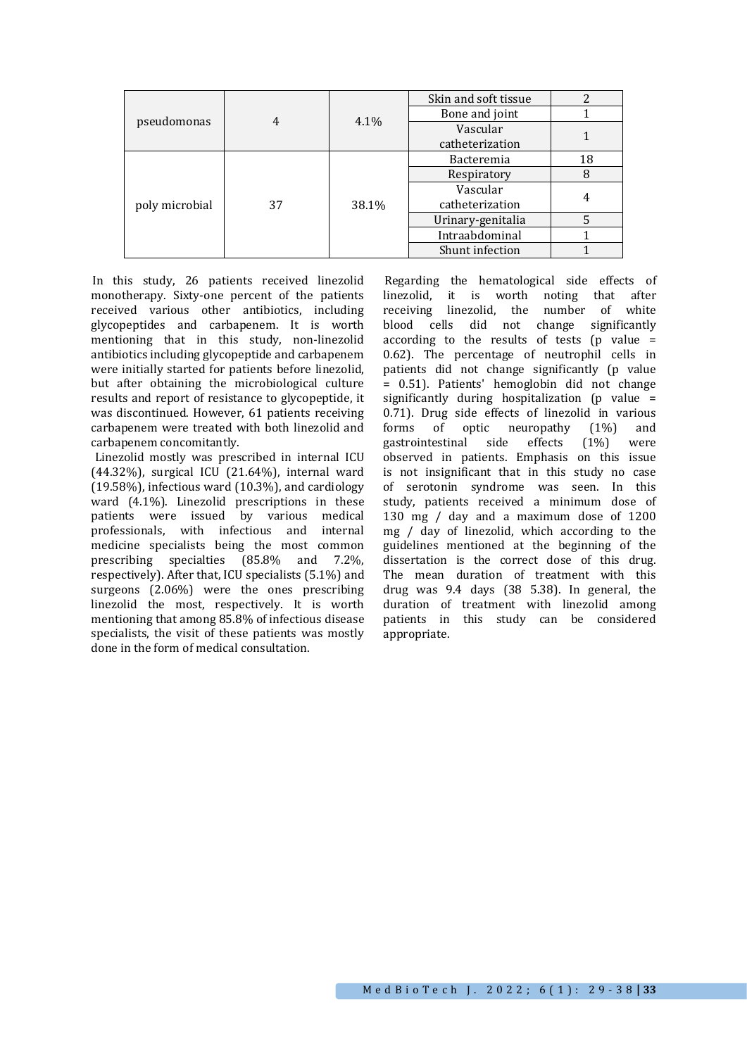| | | | | |
|---|---|---|---|---|
| pseudomonas | 4 | 4.1% | Skin and soft tissue | 2 |
| | | | Bone and joint | 1 |
| | | | Vascular catheterization | 1 |
| poly microbial | 37 | 38.1% | Bacteremia | 18 |
| | | | Respiratory | 8 |
| | | | Vascular catheterization | 4 |
| | | | Urinary-genitalia | 5 |
| | | | Intraabdominal | 1 |
| | | | Shunt infection | 1 |

In this study, 26 patients received linezolid monotherapy. Sixty-one percent of the patients received various other antibiotics, including glycopeptides and carbapenem. It is worth mentioning that in this study, non-linezolid antibiotics including glycopeptide and carbapenem were initially started for patients before linezolid, but after obtaining the microbiological culture results and report of resistance to glycopeptide, it was discontinued. However, 61 patients receiving carbapenem were treated with both linezolid and carbapenem concomitantly.

Linezolid mostly was prescribed in internal ICU (44.32%), surgical ICU (21.64%), internal ward (19.58%), infectious ward (10.3%), and cardiology ward (4.1%). Linezolid prescriptions in these patients were issued by various medical professionals, with infectious and internal medicine specialists being the most common prescribing specialties (85.8% and 7.2%, respectively). After that, ICU specialists (5.1%) and surgeons (2.06%) were the ones prescribing linezolid the most, respectively. It is worth mentioning that among 85.8% of infectious disease specialists, the visit of these patients was mostly done in the form of medical consultation.

Regarding the hematological side effects of linezolid, it is worth noting that after receiving linezolid, the number of white blood cells did not change significantly according to the results of tests (p value = 0.62). The percentage of neutrophil cells in patients did not change significantly (p value = 0.51). Patients' hemoglobin did not change significantly during hospitalization (p value = 0.71). Drug side effects of linezolid in various forms of optic neuropathy (1%) and gastrointestinal side effects (1%) were observed in patients. Emphasis on this issue is not insignificant that in this study no case of serotonin syndrome was seen. In this study, patients received a minimum dose of 130 mg / day and a maximum dose of 1200 mg / day of linezolid, which according to the guidelines mentioned at the beginning of the dissertation is the correct dose of this drug. The mean duration of treatment with this drug was 9.4 days (38 5.38). In general, the duration of treatment with linezolid among patients in this study can be considered appropriate.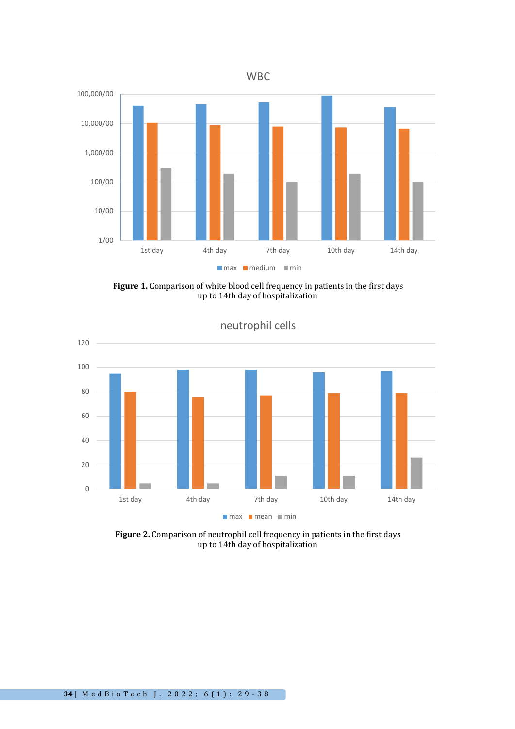**Figure 1.** Comparison of white blood cell frequency in patients in the first days up to 14th day of hospitalization

**Figure 2.** Comparison of neutrophil cell frequency in patients in the first days up to 14th day of hospitalization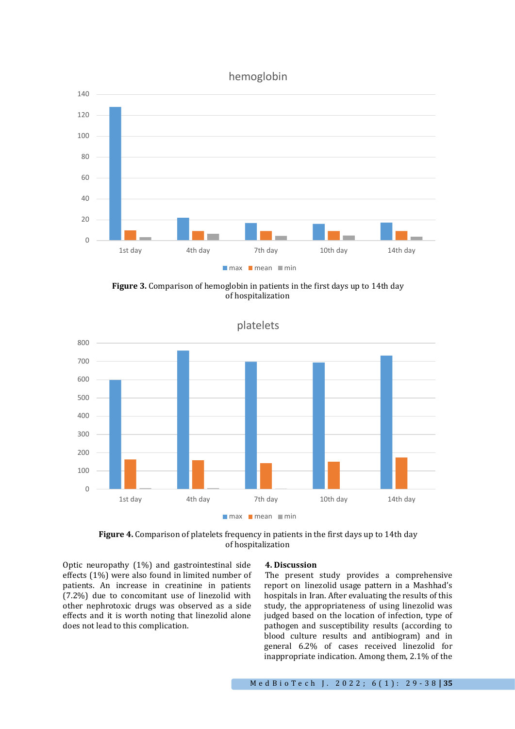**Figure 3.** Comparison of hemoglobin in patients in the first days up to 14th day of hospitalization

**Figure 4.** Comparison of platelets frequency in patients in the first days up to 14th day of hospitalization

Optic neuropathy (1%) and gastrointestinal side effects (1%) were also found in limited number of patients. An increase in creatinine in patients (7.2%) due to concomitant use of linezolid with other nephrotoxic drugs was observed as a side effects and it is worth noting that linezolid alone does not lead to this complication.

## 4. Discussion

The present study provides a comprehensive report on linezolid usage pattern in a Mashhad's hospitals in Iran. After evaluating the results of this study, the appropriateness of using linezolid was judged based on the location of infection, type of pathogen and susceptibility results (according to blood culture results and antibiogram) and in general 6.2% of cases received linezolid for inappropriate indication. Among them, 2.1% of the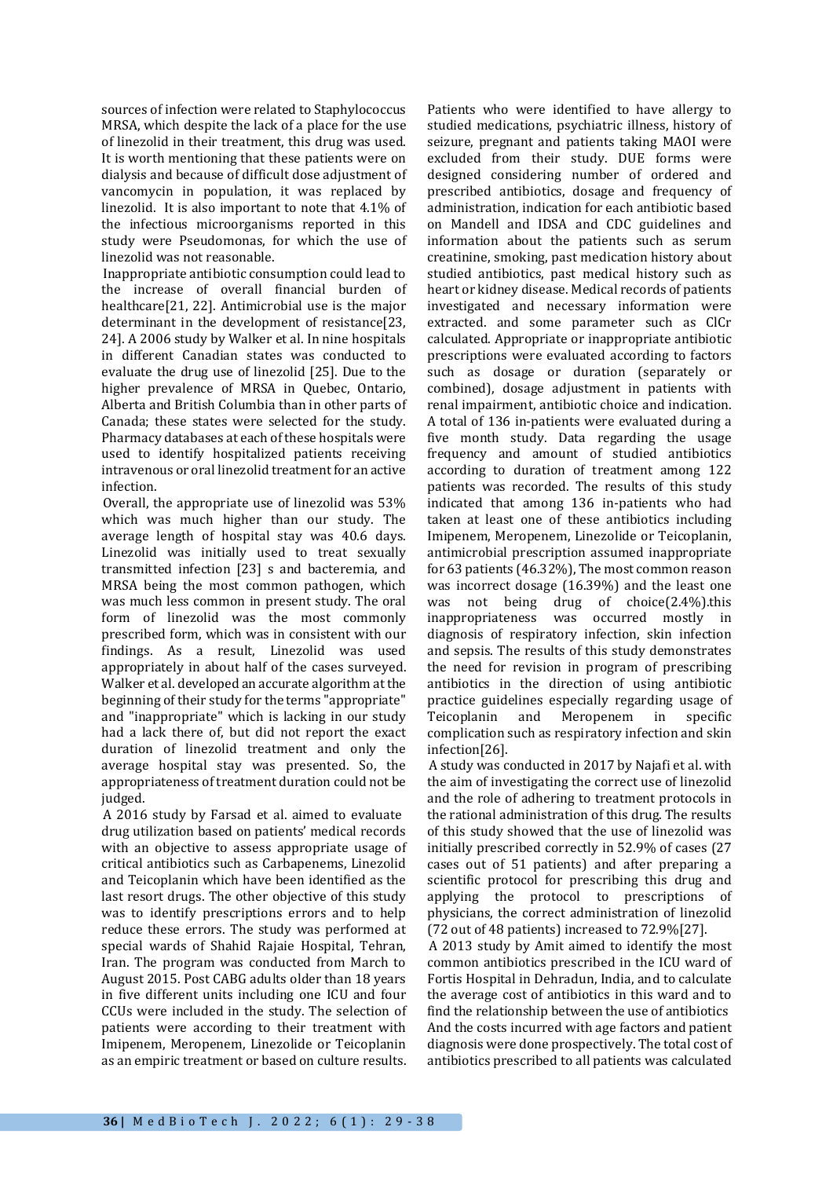sources of infection were related to Staphylococcus MRSA, which despite the lack of a place for the use of linezolid in their treatment, this drug was used. It is worth mentioning that these patients were on dialysis and because of difficult dose adjustment of vancomycin in population, it was replaced by linezolid. It is also important to note that 4.1% of the infectious microorganisms reported in this study were Pseudomonas, for which the use of linezolid was not reasonable.

Inappropriate antibiotic consumption could lead to the increase of overall financial burden of healthcare[21, 22]. Antimicrobial use is the major determinant in the development of resistance[23, 24]. A 2006 study by Walker et al. In nine hospitals in different Canadian states was conducted to evaluate the drug use of linezolid [25]. Due to the higher prevalence of MRSA in Quebec, Ontario, Alberta and British Columbia than in other parts of Canada; these states were selected for the study. Pharmacy databases at each of these hospitals were used to identify hospitalized patients receiving intravenous or oral linezolid treatment for an active infection.

Overall, the appropriate use of linezolid was 53% which was much higher than our study. The average length of hospital stay was 40.6 days. Linezolid was initially used to treat sexually transmitted infection [23] s and bacteremia, and MRSA being the most common pathogen, which was much less common in present study. The oral form of linezolid was the most commonly prescribed form, which was in consistent with our findings. As a result, Linezolid was used appropriately in about half of the cases surveyed. Walker et al. developed an accurate algorithm at the beginning of their study for the terms "appropriate" and "inappropriate" which is lacking in our study had a lack there of, but did not report the exact duration of linezolid treatment and only the average hospital stay was presented. So, the appropriateness of treatment duration could not be judged.

A 2016 study by Farsad et al. aimed to evaluate drug utilization based on patients' medical records with an objective to assess appropriate usage of critical antibiotics such as Carbapenems, Linezolid and Teicoplanin which have been identified as the last resort drugs. The other objective of this study was to identify prescriptions errors and to help reduce these errors. The study was performed at special wards of Shahid Rajaie Hospital, Tehran, Iran. The program was conducted from March to August 2015. Post CABG adults older than 18 years in five different units including one ICU and four CCUs were included in the study. The selection of patients were according to their treatment with Imipenem, Meropenem, Linezolide or Teicoplanin as an empiric treatment or based on culture results. Patients who were identified to have allergy to studied medications, psychiatric illness, history of seizure, pregnant and patients taking MAOI were excluded from their study. DUE forms were designed considering number of ordered and prescribed antibiotics, dosage and frequency of administration, indication for each antibiotic based on Mandell and IDSA and CDC guidelines and information about the patients such as serum creatinine, smoking, past medication history about studied antibiotics, past medical history such as heart or kidney disease. Medical records of patients investigated and necessary information were extracted. and some parameter such as ClCr calculated. Appropriate or inappropriate antibiotic prescriptions were evaluated according to factors such as dosage or duration (separately or combined), dosage adjustment in patients with renal impairment, antibiotic choice and indication. A total of 136 in-patients were evaluated during a five month study. Data regarding the usage frequency and amount of studied antibiotics according to duration of treatment among 122 patients was recorded. The results of this study indicated that among 136 in-patients who had taken at least one of these antibiotics including Imipenem, Meropenem, Linezolide or Teicoplanin, antimicrobial prescription assumed inappropriate for 63 patients (46.32%), The most common reason was incorrect dosage (16.39%) and the least one was not being drug of choice(2.4%).this inappropriateness was occurred mostly in diagnosis of respiratory infection, skin infection and sepsis. The results of this study demonstrates the need for revision in program of prescribing antibiotics in the direction of using antibiotic practice guidelines especially regarding usage of Teicoplanin and Meropenem in specific complication such as respiratory infection and skin infection[26].

A study was conducted in 2017 by Najafi et al. with the aim of investigating the correct use of linezolid and the role of adhering to treatment protocols in the rational administration of this drug. The results of this study showed that the use of linezolid was initially prescribed correctly in 52.9% of cases (27 cases out of 51 patients) and after preparing a scientific protocol for prescribing this drug and applying the protocol to prescriptions of physicians, the correct administration of linezolid (72 out of 48 patients) increased to 72.9%[27].

A 2013 study by Amit aimed to identify the most common antibiotics prescribed in the ICU ward of Fortis Hospital in Dehradun, India, and to calculate the average cost of antibiotics in this ward and to find the relationship between the use of antibiotics And the costs incurred with age factors and patient diagnosis were done prospectively. The total cost of antibiotics prescribed to all patients was calculated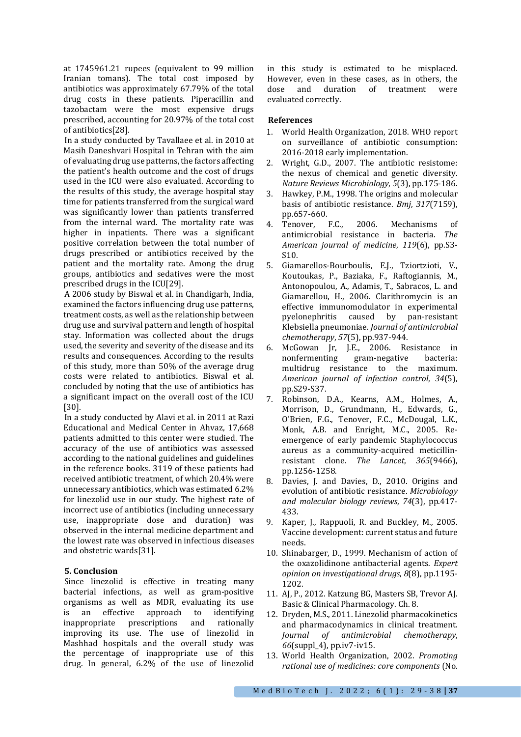at 1745961.21 rupees (equivalent to 99 million Iranian tomans). The total cost imposed by antibiotics was approximately 67.79% of the total drug costs in these patients. Piperacillin and tazobactam were the most expensive drugs prescribed, accounting for 20.97% of the total cost of antibiotics[28].

In a study conducted by Tavallaee et al. in 2010 at Masih Daneshvari Hospital in Tehran with the aim of evaluating drug use patterns, the factors affecting the patient's health outcome and the cost of drugs used in the ICU were also evaluated. According to the results of this study, the average hospital stay time for patients transferred from the surgical ward was significantly lower than patients transferred from the internal ward. The mortality rate was higher in inpatients. There was a significant positive correlation between the total number of drugs prescribed or antibiotics received by the patient and the mortality rate. Among the drug groups, antibiotics and sedatives were the most prescribed drugs in the ICU[29].

A 2006 study by Biswal et al. in Chandigarh, India, examined the factors influencing drug use patterns, treatment costs, as well as the relationship between drug use and survival pattern and length of hospital stay. Information was collected about the drugs used, the severity and severity of the disease and its results and consequences. According to the results of this study, more than 50% of the average drug costs were related to antibiotics. Biswal et al. concluded by noting that the use of antibiotics has a significant impact on the overall cost of the ICU [30].

In a study conducted by Alavi et al. in 2011 at Razi Educational and Medical Center in Ahvaz, 17,668 patients admitted to this center were studied. The accuracy of the use of antibiotics was assessed according to the national guidelines and guidelines in the reference books. 3119 of these patients had received antibiotic treatment, of which 20.4% were unnecessary antibiotics, which was estimated 6.2% for linezolid use in our study. The highest rate of incorrect use of antibiotics (including unnecessary use, inappropriate dose and duration) was observed in the internal medicine department and the lowest rate was observed in infectious diseases and obstetric wards[31].

## 5. Conclusion

Since linezolid is effective in treating many bacterial infections, as well as gram-positive organisms as well as MDR, evaluating its use is an effective approach to identifying inappropriate prescriptions and rationally improving its use. The use of linezolid in Mashhad hospitals and the overall study was the percentage of inappropriate use of this drug. In general, 6.2% of the use of linezolid in this study is estimated to be misplaced. However, even in these cases, as in others, the dose and duration of treatment were evaluated correctly.

## References

1. World Health Organization, 2018. WHO report on surveillance of antibiotic consumption: 2016-2018 early implementation.
2. Wright, G.D., 2007. The antibiotic resistome: the nexus of chemical and genetic diversity. *Nature Reviews Microbiology*, *5*(3), pp.175-186.
3. Hawkey, P.M., 1998. The origins and molecular basis of antibiotic resistance. *Bmj*, *317*(7159), pp.657-660.
4. Tenover, F.C., 2006. Mechanisms of antimicrobial resistance in bacteria. *The American journal of medicine*, *119*(6), pp.S3-S10.
5. Giamarellos-Bourboulis, E.J., Tziortzioti, V., Koutoukas, P., Baziaka, F., Raftogiannis, M., Antonopoulou, A., Adamis, T., Sabracos, L. and Giamarellou, H., 2006. Clarithromycin is an effective immunomodulator in experimental pyelonephritis caused by pan-resistant Klebsiella pneumoniae. *Journal of antimicrobial chemotherapy*, *57*(5), pp.937-944.
6. McGowan Jr, J.E., 2006. Resistance in nonfermenting gram-negative bacteria: multidrug resistance to the maximum. *American journal of infection control*, *34*(5), pp.S29-S37.
7. Robinson, D.A., Kearns, A.M., Holmes, A., Morrison, D., Grundmann, H., Edwards, G., O'Brien, F.G., Tenover, F.C., McDougal, L.K., Monk, A.B. and Enright, M.C., 2005. Re-emergence of early pandemic Staphylococcus aureus as a community-acquired meticillin-resistant clone. *The Lancet*, *365*(9466), pp.1256-1258.
8. Davies, J. and Davies, D., 2010. Origins and evolution of antibiotic resistance. *Microbiology and molecular biology reviews*, *74*(3), pp.417-433.
9. Kaper, J., Rappuoli, R. and Buckley, M., 2005. Vaccine development: current status and future needs.
10. Shinabarger, D., 1999. Mechanism of action of the oxazolidinone antibacterial agents. *Expert opinion on investigational drugs*, *8*(8), pp.1195-1202.
11. AJ, P., 2012. Katzung BG, Masters SB, Trevor AJ. Basic & Clinical Pharmacology. Ch. 8.
12. Dryden, M.S., 2011. Linezolid pharmacokinetics and pharmacodynamics in clinical treatment. *Journal of antimicrobial chemotherapy*, *66*(suppl_4), pp.iv7-iv15.
13. World Health Organization, 2002. *Promoting rational use of medicines: core components* (No.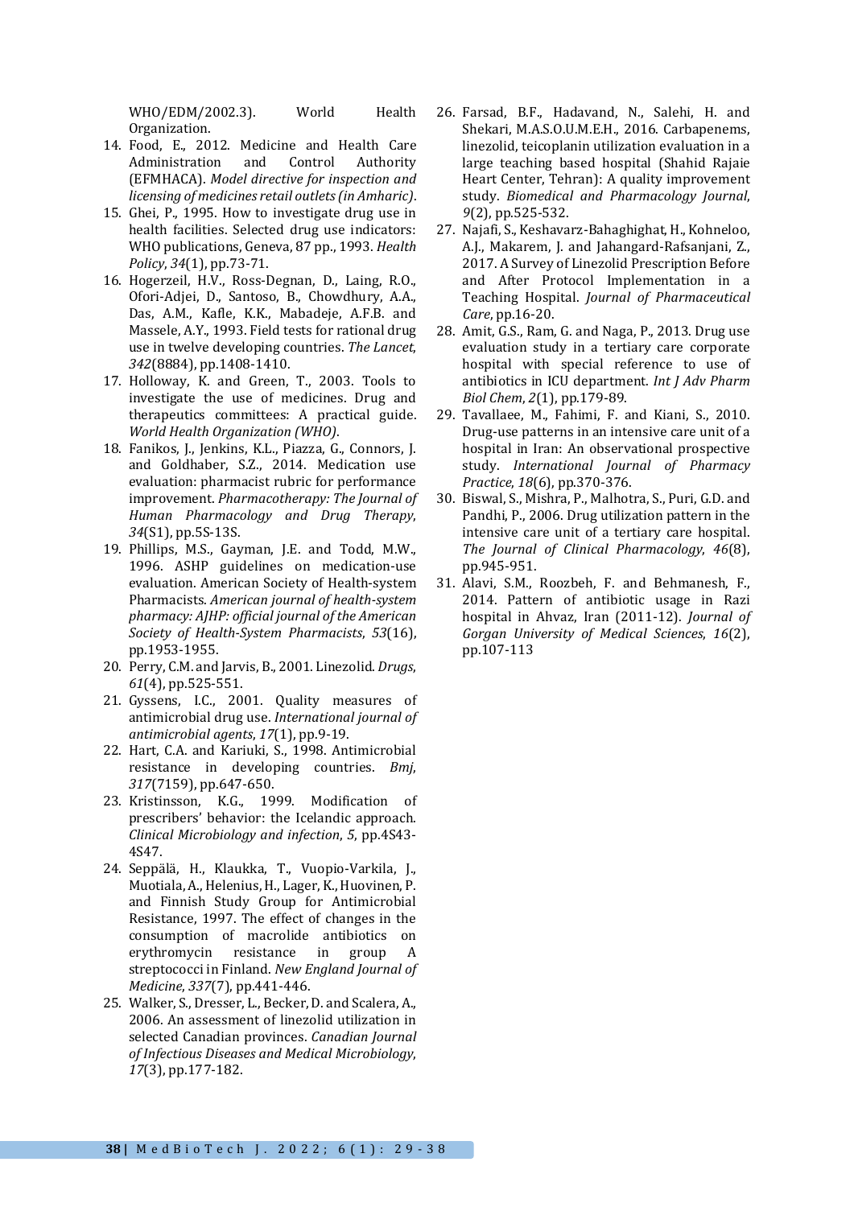WHO/EDM/2002.3). World Health Organization.

14. Food, E., 2012. Medicine and Health Care Administration and Control Authority (EFMHACA). *Model directive for inspection and licensing of medicines retail outlets (in Amharic)*.
15. Ghei, P., 1995. How to investigate drug use in health facilities. Selected drug use indicators: WHO publications, Geneva, 87 pp., 1993. *Health Policy*, *34*(1), pp.73-71.
16. Hogerzeil, H.V., Ross-Degnan, D., Laing, R.O., Ofori-Adjei, D., Santoso, B., Chowdhury, A.A., Das, A.M., Kafle, K.K., Mabadeje, A.F.B. and Massele, A.Y., 1993. Field tests for rational drug use in twelve developing countries. *The Lancet*, *342*(8884), pp.1408-1410.
17. Holloway, K. and Green, T., 2003. Tools to investigate the use of medicines. Drug and therapeutics committees: A practical guide. *World Health Organization (WHO)*.
18. Fanikos, J., Jenkins, K.L., Piazza, G., Connors, J. and Goldhaber, S.Z., 2014. Medication use evaluation: pharmacist rubric for performance improvement. *Pharmacotherapy: The Journal of Human Pharmacology and Drug Therapy*, *34*(S1), pp.5S-13S.
19. Phillips, M.S., Gayman, J.E. and Todd, M.W., 1996. ASHP guidelines on medication-use evaluation. American Society of Health-system Pharmacists. *American journal of health-system pharmacy: AJHP: official journal of the American Society of Health-System Pharmacists*, *53*(16), pp.1953-1955.
20. Perry, C.M. and Jarvis, B., 2001. Linezolid. *Drugs*, *61*(4), pp.525-551.
21. Gyssens, I.C., 2001. Quality measures of antimicrobial drug use. *International journal of antimicrobial agents*, *17*(1), pp.9-19.
22. Hart, C.A. and Kariuki, S., 1998. Antimicrobial resistance in developing countries. *Bmj*, *317*(7159), pp.647-650.
23. Kristinsson, K.G., 1999. Modification of prescribers' behavior: the Icelandic approach. *Clinical Microbiology and infection*, *5*, pp.4S43-4S47.
24. Seppälä, H., Klaukka, T., Vuopio-Varkila, J., Muotiala, A., Helenius, H., Lager, K., Huovinen, P. and Finnish Study Group for Antimicrobial Resistance, 1997. The effect of changes in the consumption of macrolide antibiotics on erythromycin resistance in group A streptococci in Finland. *New England Journal of Medicine*, *337*(7), pp.441-446.
25. Walker, S., Dresser, L., Becker, D. and Scalera, A., 2006. An assessment of linezolid utilization in selected Canadian provinces. *Canadian Journal of Infectious Diseases and Medical Microbiology*, *17*(3), pp.177-182.
26. Farsad, B.F., Hadavand, N., Salehi, H. and Shekari, M.A.S.O.U.M.E.H., 2016. Carbapenems, linezolid, teicoplanin utilization evaluation in a large teaching based hospital (Shahid Rajaie Heart Center, Tehran): A quality improvement study. *Biomedical and Pharmacology Journal*, *9*(2), pp.525-532.
27. Najafi, S., Keshavarz-Bahaghighat, H., Kohneloo, A.J., Makarem, J. and Jahangard-Rafsanjani, Z., 2017. A Survey of Linezolid Prescription Before and After Protocol Implementation in a Teaching Hospital. *Journal of Pharmaceutical Care*, pp.16-20.
28. Amit, G.S., Ram, G. and Naga, P., 2013. Drug use evaluation study in a tertiary care corporate hospital with special reference to use of antibiotics in ICU department. *Int J Adv Pharm Biol Chem*, *2*(1), pp.179-89.
29. Tavallaee, M., Fahimi, F. and Kiani, S., 2010. Drug-use patterns in an intensive care unit of a hospital in Iran: An observational prospective study. *International Journal of Pharmacy Practice*, *18*(6), pp.370-376.
30. Biswal, S., Mishra, P., Malhotra, S., Puri, G.D. and Pandhi, P., 2006. Drug utilization pattern in the intensive care unit of a tertiary care hospital. *The Journal of Clinical Pharmacology*, *46*(8), pp.945-951.
31. Alavi, S.M., Roozbeh, F. and Behmanesh, F., 2014. Pattern of antibiotic usage in Razi hospital in Ahvaz, Iran (2011-12). *Journal of Gorgan University of Medical Sciences*, *16*(2), pp.107-113